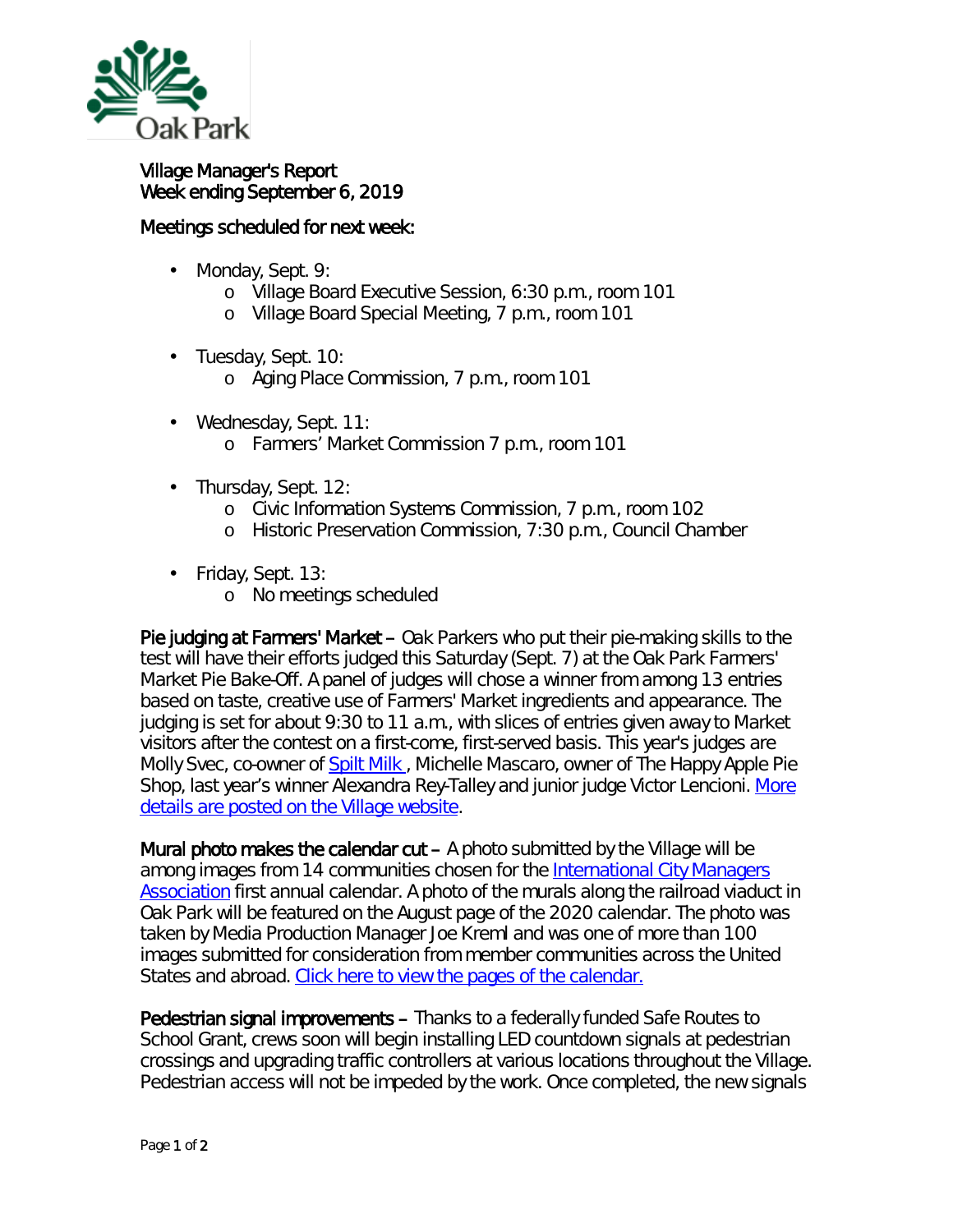# Village Manager's Report
## Week ending September 6, 2019

### Meetings scheduled for next week:

- Monday, Sept. 9:
  - Village Board Executive Session, 6:30 p.m., room 101
  - Village Board Special Meeting, 7 p.m., room 101
- Tuesday, Sept. 10:
  - Aging Place Commission, 7 p.m., room 101
- Wednesday, Sept. 11:
  - Farmers' Market Commission 7 p.m., room 101
- Thursday, Sept. 12:
  - Civic Information Systems Commission, 7 p.m., room 102
  - Historic Preservation Commission, 7:30 p.m., Council Chamber
- Friday, Sept. 13:
  - No meetings scheduled

**Pie judging at Farmers' Market** – Oak Parkers who put their pie-making skills to the test will have their efforts judged this Saturday (Sept. 7) at the Oak Park Farmers' Market Pie Bake-Off. A panel of judges will chose a winner from among 13 entries based on taste, creative use of Farmers' Market ingredients and appearance. The judging is set for about 9:30 to 11 a.m., with slices of entries given away to Market visitors after the contest on a first-come, first-served basis. This year's judges are Molly Svec, co-owner of Spilt Milk, Michelle Mascaro, owner of The Happy Apple Pie Shop, last year's winner Alexandra Rey-Talley and junior judge Victor Lencioni. More details are posted on the Village website.

**Mural photo makes the calendar cut** – A photo submitted by the Village will be among images from 14 communities chosen for the International City Managers Association first annual calendar. A photo of the murals along the railroad viaduct in Oak Park will be featured on the August page of the 2020 calendar. The photo was taken by Media Production Manager Joe Kreml and was one of more than 100 images submitted for consideration from member communities across the United States and abroad. Click here to view the pages of the calendar.

**Pedestrian signal improvements** – Thanks to a federally funded Safe Routes to School Grant, crews soon will begin installing LED countdown signals at pedestrian crossings and upgrading traffic controllers at various locations throughout the Village. Pedestrian access will not be impeded by the work. Once completed, the new signals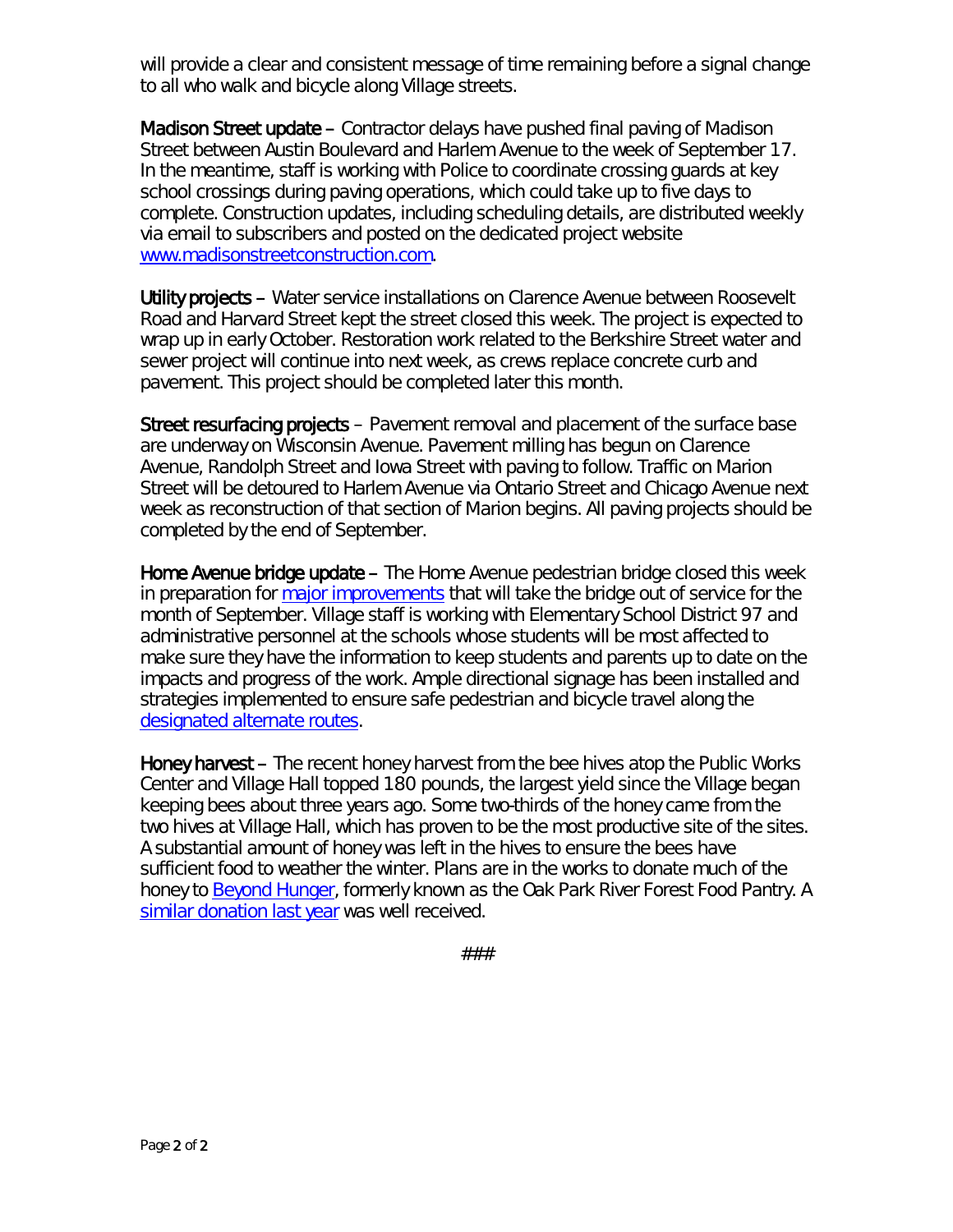will provide a clear and consistent message of time remaining before a signal change to all who walk and bicycle along Village streets.

**Madison Street update** – Contractor delays have pushed final paving of Madison Street between Austin Boulevard and Harlem Avenue to the week of September 17. In the meantime, staff is working with Police to coordinate crossing guards at key school crossings during paving operations, which could take up to five days to complete. Construction updates, including scheduling details, are distributed weekly via email to subscribers and posted on the dedicated project website [www.madisonstreetconstruction.com](www.madisonstreetconstruction.com).

**Utility projects** – Water service installations on Clarence Avenue between Roosevelt Road and Harvard Street kept the street closed this week. The project is expected to wrap up in early October. Restoration work related to the Berkshire Street water and sewer project will continue into next week, as crews replace concrete curb and pavement. This project should be completed later this month.

**Street resurfacing projects** – Pavement removal and placement of the surface base are underway on Wisconsin Avenue. Pavement milling has begun on Clarence Avenue, Randolph Street and Iowa Street with paving to follow. Traffic on Marion Street will be detoured to Harlem Avenue via Ontario Street and Chicago Avenue next week as reconstruction of that section of Marion begins. All paving projects should be completed by the end of September.

**Home Avenue bridge update** – The Home Avenue pedestrian bridge closed this week in preparation for major improvements that will take the bridge out of service for the month of September. Village staff is working with Elementary School District 97 and administrative personnel at the schools whose students will be most affected to make sure they have the information to keep students and parents up to date on the impacts and progress of the work. Ample directional signage has been installed and strategies implemented to ensure safe pedestrian and bicycle travel along the designated alternate routes.

**Honey harvest** – The recent honey harvest from the bee hives atop the Public Works Center and Village Hall topped 180 pounds, the largest yield since the Village began keeping bees about three years ago. Some two-thirds of the honey came from the two hives at Village Hall, which has proven to be the most productive site of the sites. A substantial amount of honey was left in the hives to ensure the bees have sufficient food to weather the winter. Plans are in the works to donate much of the honey to Beyond Hunger, formerly known as the Oak Park River Forest Food Pantry. A similar donation last year was well received.

###